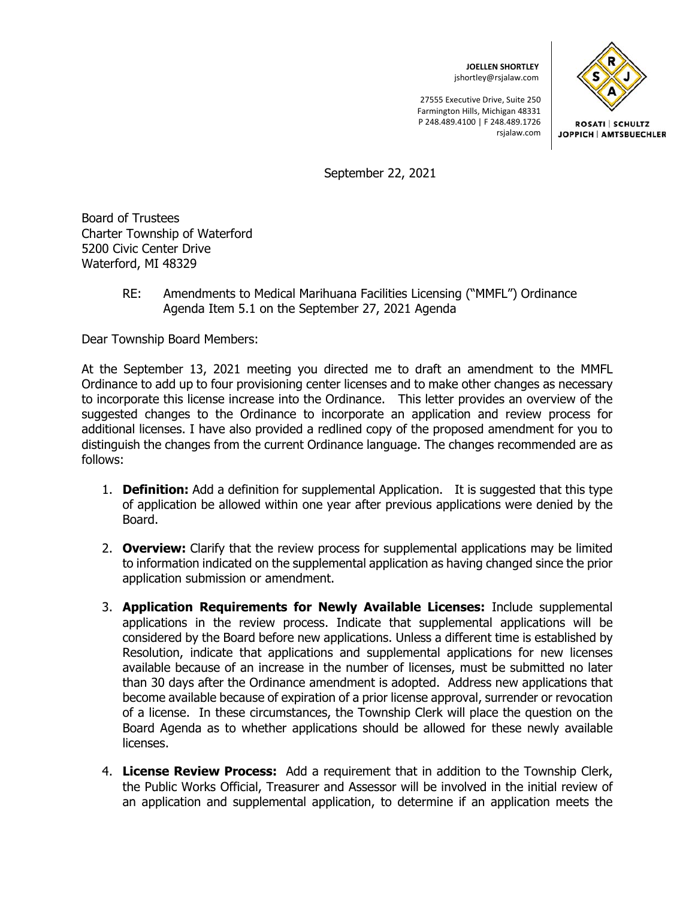**JOELLEN SHORTLEY**
jshortley@rsjalaw.com

27555 Executive Drive, Suite 250
Farmington Hills, Michigan 48331
P 248.489.4100 | F 248.489.1726
rsjalaw.com

ROSATI | SCHULTZ
JOPPICH | AMTSBUECHLER

September 22, 2021

Board of Trustees
Charter Township of Waterford
5200 Civic Center Drive
Waterford, MI 48329

RE: Amendments to Medical Marihuana Facilities Licensing ("MMFL") Ordinance
Agenda Item 5.1 on the September 27, 2021 Agenda

Dear Township Board Members:

At the September 13, 2021 meeting you directed me to draft an amendment to the MMFL Ordinance to add up to four provisioning center licenses and to make other changes as necessary to incorporate this license increase into the Ordinance. This letter provides an overview of the suggested changes to the Ordinance to incorporate an application and review process for additional licenses. I have also provided a redlined copy of the proposed amendment for you to distinguish the changes from the current Ordinance language. The changes recommended are as follows:

1. **Definition:** Add a definition for supplemental Application. It is suggested that this type of application be allowed within one year after previous applications were denied by the Board.

2. **Overview:** Clarify that the review process for supplemental applications may be limited to information indicated on the supplemental application as having changed since the prior application submission or amendment.

3. **Application Requirements for Newly Available Licenses:** Include supplemental applications in the review process. Indicate that supplemental applications will be considered by the Board before new applications. Unless a different time is established by Resolution, indicate that applications and supplemental applications for new licenses available because of an increase in the number of licenses, must be submitted no later than 30 days after the Ordinance amendment is adopted. Address new applications that become available because of expiration of a prior license approval, surrender or revocation of a license. In these circumstances, the Township Clerk will place the question on the Board Agenda as to whether applications should be allowed for these newly available licenses.

4. **License Review Process:** Add a requirement that in addition to the Township Clerk, the Public Works Official, Treasurer and Assessor will be involved in the initial review of an application and supplemental application, to determine if an application meets the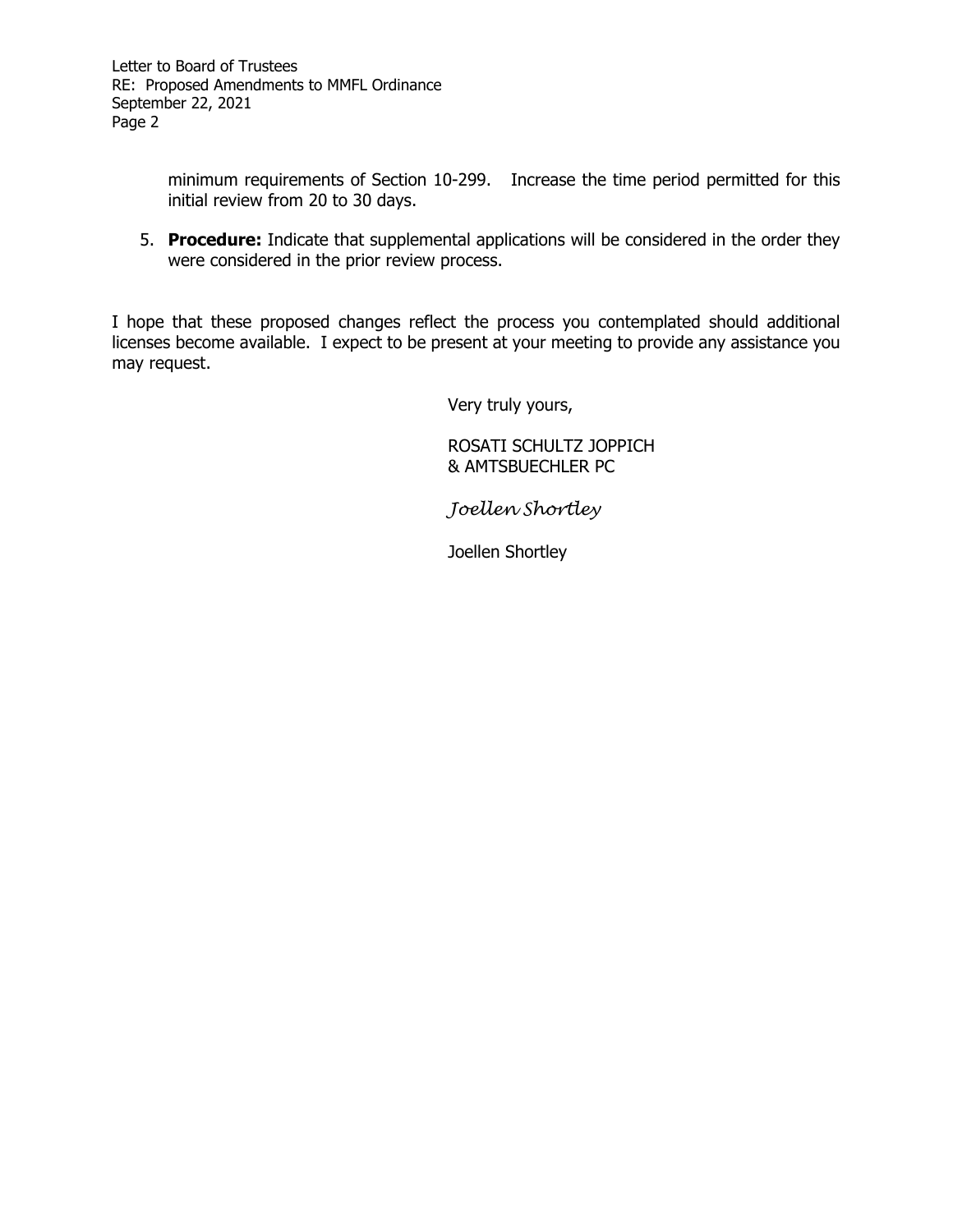minimum requirements of Section 10-299. Increase the time period permitted for this initial review from 20 to 30 days.

5. **Procedure:** Indicate that supplemental applications will be considered in the order they were considered in the prior review process.

I hope that these proposed changes reflect the process you contemplated should additional licenses become available. I expect to be present at your meeting to provide any assistance you may request.

Very truly yours,

ROSATI SCHULTZ JOPPICH & AMTSBUECHLER PC

*Joellen Shortley*

Joellen Shortley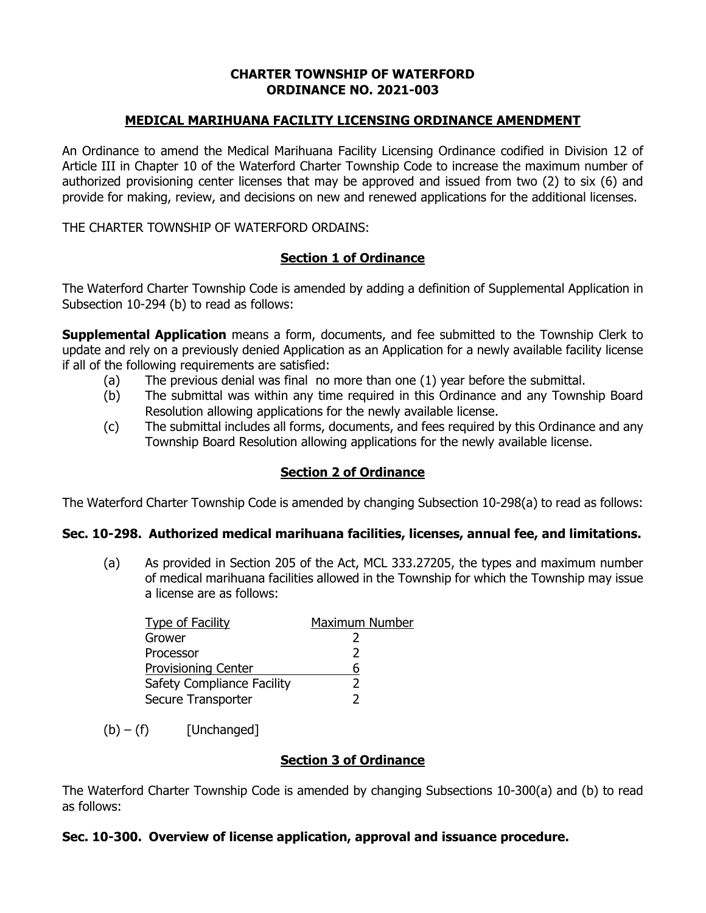# CHARTER TOWNSHIP OF WATERFORD
# ORDINANCE NO. 2021-003

## MEDICAL MARIHUANA FACILITY LICENSING ORDINANCE AMENDMENT

An Ordinance to amend the Medical Marihuana Facility Licensing Ordinance codified in Division 12 of Article III in Chapter 10 of the Waterford Charter Township Code to increase the maximum number of authorized provisioning center licenses that may be approved and issued from two (2) to six (6) and provide for making, review, and decisions on new and renewed applications for the additional licenses.

THE CHARTER TOWNSHIP OF WATERFORD ORDAINS:

## Section 1 of Ordinance

The Waterford Charter Township Code is amended by adding a definition of Supplemental Application in Subsection 10-294 (b) to read as follows:

**Supplemental Application** means a form, documents, and fee submitted to the Township Clerk to update and rely on a previously denied Application as an Application for a newly available facility license if all of the following requirements are satisfied:

- (a) The previous denial was final no more than one (1) year before the submittal.
- (b) The submittal was within any time required in this Ordinance and any Township Board Resolution allowing applications for the newly available license.
- (c) The submittal includes all forms, documents, and fees required by this Ordinance and any Township Board Resolution allowing applications for the newly available license.

## Section 2 of Ordinance

The Waterford Charter Township Code is amended by changing Subsection 10-298(a) to read as follows:

### Sec. 10-298. Authorized medical marihuana facilities, licenses, annual fee, and limitations.

(a) As provided in Section 205 of the Act, MCL 333.27205, the types and maximum number of medical marihuana facilities allowed in the Township for which the Township may issue a license are as follows:

| Type of Facility | Maximum Number |
|---|---|
| Grower | 2 |
| Processor | 2 |
| Provisioning Center | 6 |
| Safety Compliance Facility | 2 |
| Secure Transporter | 2 |

(b) – (f) [Unchanged]

## Section 3 of Ordinance

The Waterford Charter Township Code is amended by changing Subsections 10-300(a) and (b) to read as follows:

### Sec. 10-300. Overview of license application, approval and issuance procedure.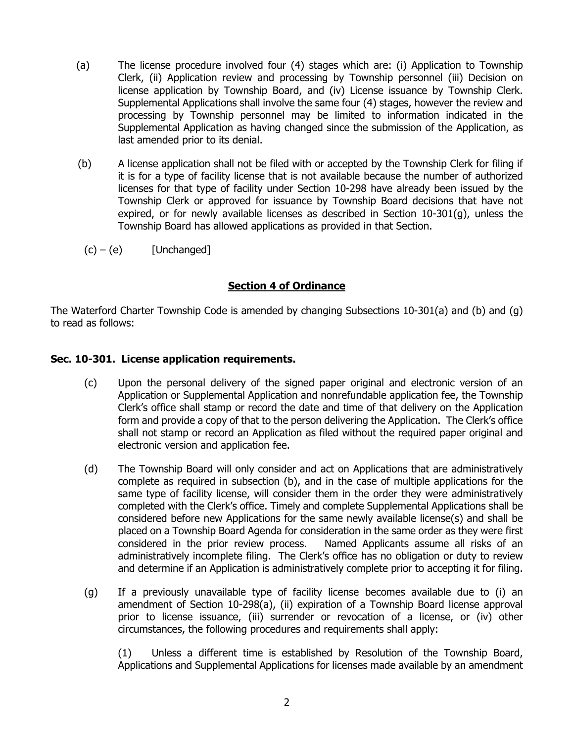(a) The license procedure involved four (4) stages which are: (i) Application to Township Clerk, (ii) Application review and processing by Township personnel (iii) Decision on license application by Township Board, and (iv) License issuance by Township Clerk. Supplemental Applications shall involve the same four (4) stages, however the review and processing by Township personnel may be limited to information indicated in the Supplemental Application as having changed since the submission of the Application, as last amended prior to its denial.

(b) A license application shall not be filed with or accepted by the Township Clerk for filing if it is for a type of facility license that is not available because the number of authorized licenses for that type of facility under Section 10-298 have already been issued by the Township Clerk or approved for issuance by Township Board decisions that have not expired, or for newly available licenses as described in Section 10-301(g), unless the Township Board has allowed applications as provided in that Section.

(c) – (e) [Unchanged]

## Section 4 of Ordinance

The Waterford Charter Township Code is amended by changing Subsections 10-301(a) and (b) and (g) to read as follows:

### Sec. 10-301. License application requirements.

(c) Upon the personal delivery of the signed paper original and electronic version of an Application or Supplemental Application and nonrefundable application fee, the Township Clerk's office shall stamp or record the date and time of that delivery on the Application form and provide a copy of that to the person delivering the Application. The Clerk's office shall not stamp or record an Application as filed without the required paper original and electronic version and application fee.

(d) The Township Board will only consider and act on Applications that are administratively complete as required in subsection (b), and in the case of multiple applications for the same type of facility license, will consider them in the order they were administratively completed with the Clerk's office. Timely and complete Supplemental Applications shall be considered before new Applications for the same newly available license(s) and shall be placed on a Township Board Agenda for consideration in the same order as they were first considered in the prior review process. Named Applicants assume all risks of an administratively incomplete filing. The Clerk's office has no obligation or duty to review and determine if an Application is administratively complete prior to accepting it for filing.

(g) If a previously unavailable type of facility license becomes available due to (i) an amendment of Section 10-298(a), (ii) expiration of a Township Board license approval prior to license issuance, (iii) surrender or revocation of a license, or (iv) other circumstances, the following procedures and requirements shall apply:

(1) Unless a different time is established by Resolution of the Township Board, Applications and Supplemental Applications for licenses made available by an amendment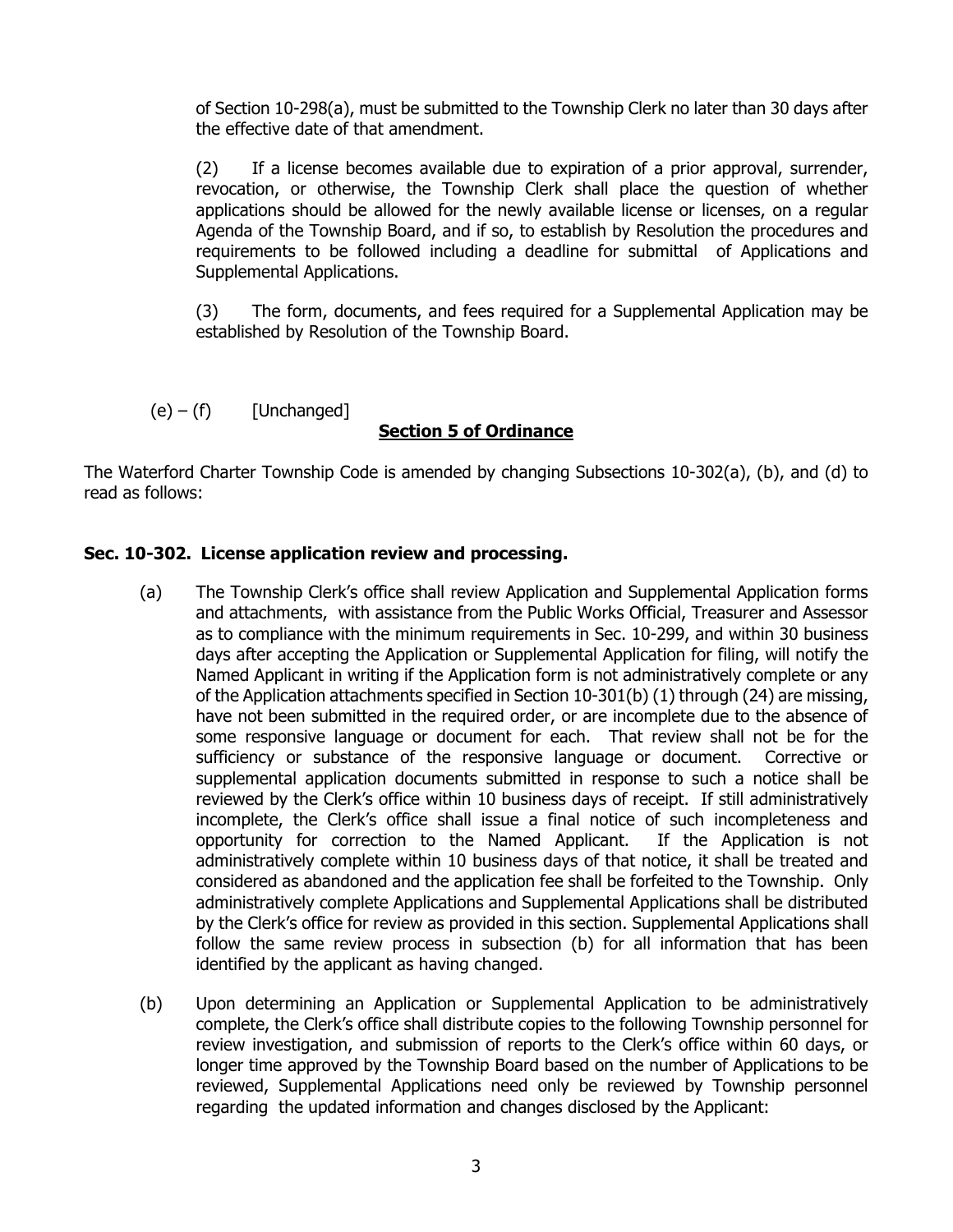of Section 10-298(a), must be submitted to the Township Clerk no later than 30 days after the effective date of that amendment.

(2) If a license becomes available due to expiration of a prior approval, surrender, revocation, or otherwise, the Township Clerk shall place the question of whether applications should be allowed for the newly available license or licenses, on a regular Agenda of the Township Board, and if so, to establish by Resolution the procedures and requirements to be followed including a deadline for submittal of Applications and Supplemental Applications.

(3) The form, documents, and fees required for a Supplemental Application may be established by Resolution of the Township Board.

(e) – (f) [Unchanged]

**Section 5 of Ordinance**

The Waterford Charter Township Code is amended by changing Subsections 10-302(a), (b), and (d) to read as follows:

**Sec. 10-302. License application review and processing.**

(a) The Township Clerk's office shall review Application and Supplemental Application forms and attachments, with assistance from the Public Works Official, Treasurer and Assessor as to compliance with the minimum requirements in Sec. 10-299, and within 30 business days after accepting the Application or Supplemental Application for filing, will notify the Named Applicant in writing if the Application form is not administratively complete or any of the Application attachments specified in Section 10-301(b) (1) through (24) are missing, have not been submitted in the required order, or are incomplete due to the absence of some responsive language or document for each. That review shall not be for the sufficiency or substance of the responsive language or document. Corrective or supplemental application documents submitted in response to such a notice shall be reviewed by the Clerk's office within 10 business days of receipt. If still administratively incomplete, the Clerk's office shall issue a final notice of such incompleteness and opportunity for correction to the Named Applicant. If the Application is not administratively complete within 10 business days of that notice, it shall be treated and considered as abandoned and the application fee shall be forfeited to the Township. Only administratively complete Applications and Supplemental Applications shall be distributed by the Clerk's office for review as provided in this section. Supplemental Applications shall follow the same review process in subsection (b) for all information that has been identified by the applicant as having changed.

(b) Upon determining an Application or Supplemental Application to be administratively complete, the Clerk's office shall distribute copies to the following Township personnel for review investigation, and submission of reports to the Clerk's office within 60 days, or longer time approved by the Township Board based on the number of Applications to be reviewed, Supplemental Applications need only be reviewed by Township personnel regarding the updated information and changes disclosed by the Applicant: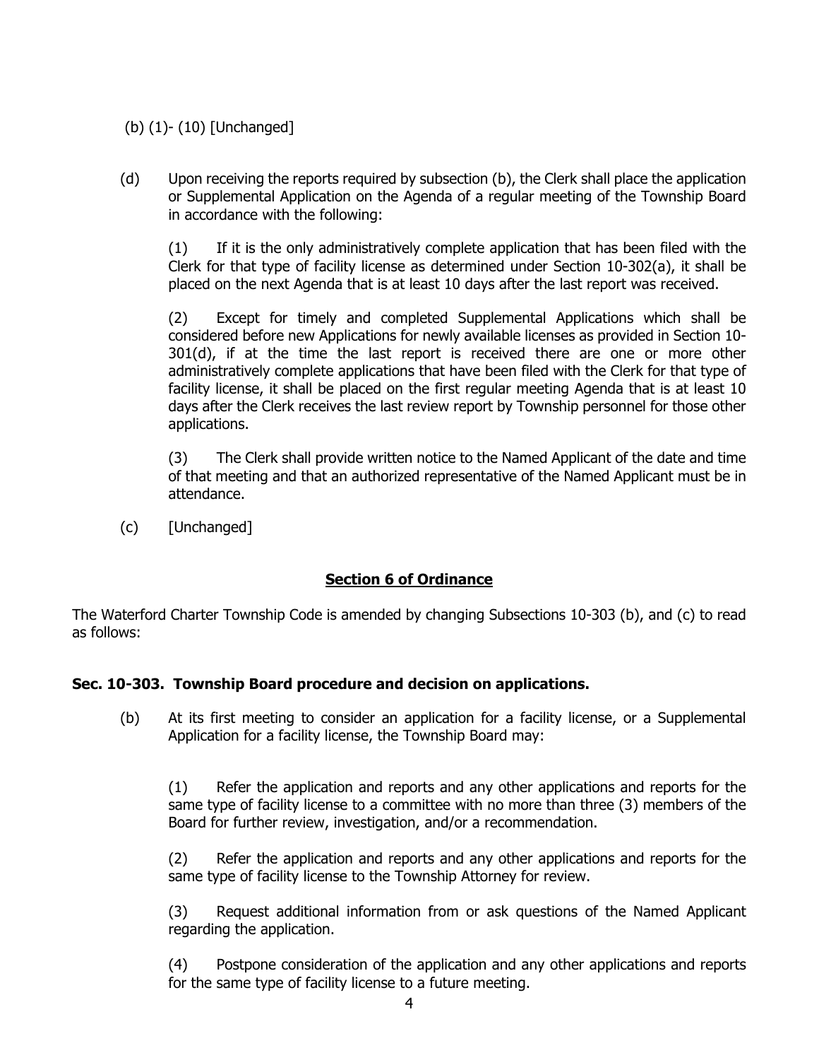(b) (1)- (10) [Unchanged]

(d) Upon receiving the reports required by subsection (b), the Clerk shall place the application or Supplemental Application on the Agenda of a regular meeting of the Township Board in accordance with the following:

(1) If it is the only administratively complete application that has been filed with the Clerk for that type of facility license as determined under Section 10-302(a), it shall be placed on the next Agenda that is at least 10 days after the last report was received.

(2) Except for timely and completed Supplemental Applications which shall be considered before new Applications for newly available licenses as provided in Section 10-301(d), if at the time the last report is received there are one or more other administratively complete applications that have been filed with the Clerk for that type of facility license, it shall be placed on the first regular meeting Agenda that is at least 10 days after the Clerk receives the last review report by Township personnel for those other applications.

(3) The Clerk shall provide written notice to the Named Applicant of the date and time of that meeting and that an authorized representative of the Named Applicant must be in attendance.

(c) [Unchanged]

## Section 6 of Ordinance

The Waterford Charter Township Code is amended by changing Subsections 10-303 (b), and (c) to read as follows:

### Sec. 10-303. Township Board procedure and decision on applications.

(b) At its first meeting to consider an application for a facility license, or a Supplemental Application for a facility license, the Township Board may:

(1) Refer the application and reports and any other applications and reports for the same type of facility license to a committee with no more than three (3) members of the Board for further review, investigation, and/or a recommendation.

(2) Refer the application and reports and any other applications and reports for the same type of facility license to the Township Attorney for review.

(3) Request additional information from or ask questions of the Named Applicant regarding the application.

(4) Postpone consideration of the application and any other applications and reports for the same type of facility license to a future meeting.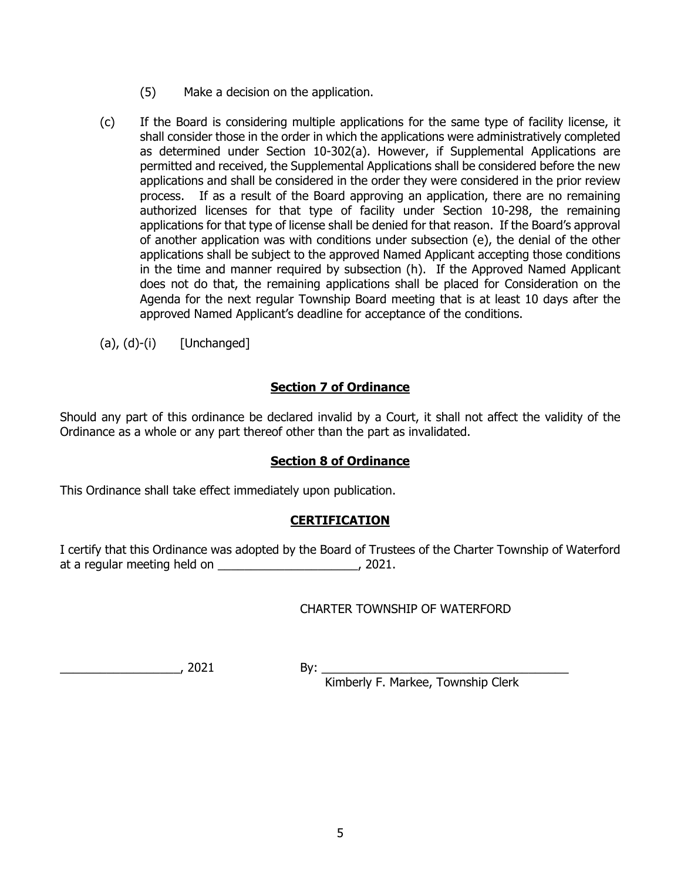(5) Make a decision on the application.

(c) If the Board is considering multiple applications for the same type of facility license, it shall consider those in the order in which the applications were administratively completed as determined under Section 10-302(a). However, if Supplemental Applications are permitted and received, the Supplemental Applications shall be considered before the new applications and shall be considered in the order they were considered in the prior review process. If as a result of the Board approving an application, there are no remaining authorized licenses for that type of facility under Section 10-298, the remaining applications for that type of license shall be denied for that reason. If the Board's approval of another application was with conditions under subsection (e), the denial of the other applications shall be subject to the approved Named Applicant accepting those conditions in the time and manner required by subsection (h). If the Approved Named Applicant does not do that, the remaining applications shall be placed for Consideration on the Agenda for the next regular Township Board meeting that is at least 10 days after the approved Named Applicant's deadline for acceptance of the conditions.

(a), (d)-(i) [Unchanged]

## **Section 7 of Ordinance**

Should any part of this ordinance be declared invalid by a Court, it shall not affect the validity of the Ordinance as a whole or any part thereof other than the part as invalidated.

## **Section 8 of Ordinance**

This Ordinance shall take effect immediately upon publication.

## **CERTIFICATION**

I certify that this Ordinance was adopted by the Board of Trustees of the Charter Township of Waterford at a regular meeting held on ____________________, 2021.

CHARTER TOWNSHIP OF WATERFORD

________________, 2021

By: ____________________________________
Kimberly F. Markee, Township Clerk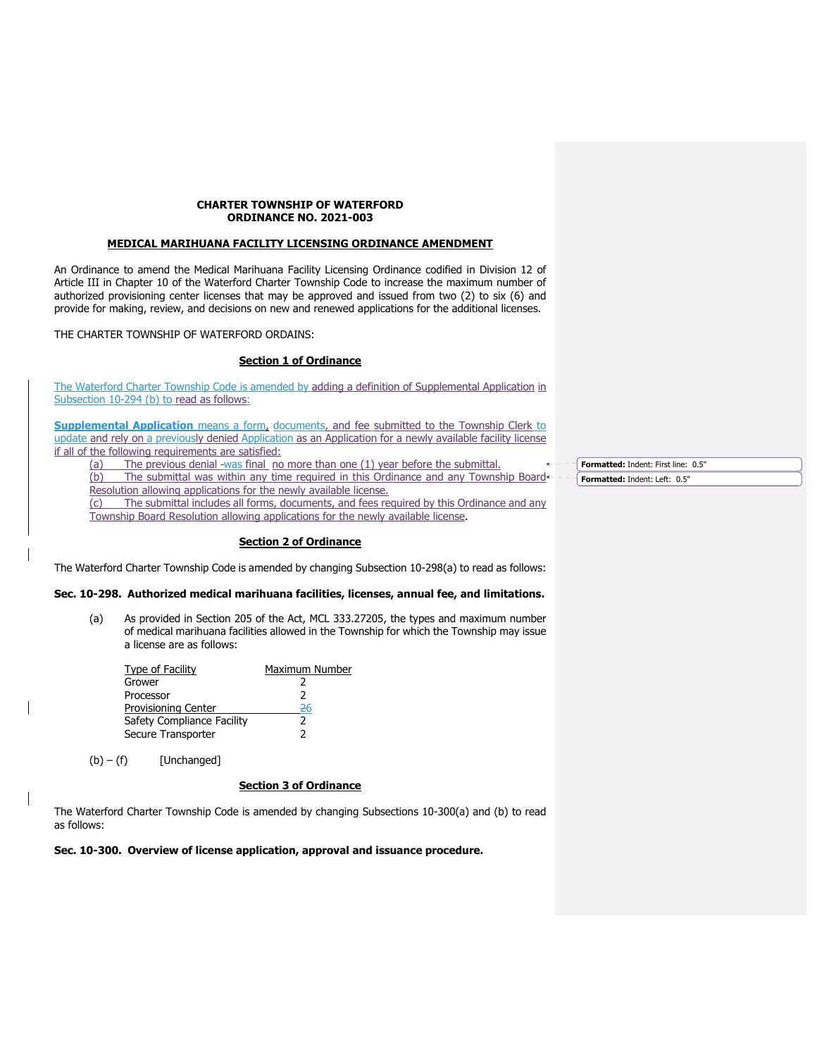**CHARTER TOWNSHIP OF WATERFORD**
**ORDINANCE NO. 2021-003**

**MEDICAL MARIHUANA FACILITY LICENSING ORDINANCE AMENDMENT**

An Ordinance to amend the Medical Marihuana Facility Licensing Ordinance codified in Division 12 of Article III in Chapter 10 of the Waterford Charter Township Code to increase the maximum number of authorized provisioning center licenses that may be approved and issued from two (2) to six (6) and provide for making, review, and decisions on new and renewed applications for the additional licenses.

THE CHARTER TOWNSHIP OF WATERFORD ORDAINS:

**Section 1 of Ordinance**

The Waterford Charter Township Code is amended by adding a definition of Supplemental Application in Subsection 10-294 (b) to read as follows:

**Supplemental Application** means a form, documents, and fee submitted to the Township Clerk to update and rely on a previously denied Application as an Application for a newly available facility license if all of the following requirements are satisfied:

(a) The previous denial was final no more than one (1) year before the submittal.

(b) The submittal was within any time required in this Ordinance and any Township Board Resolution allowing applications for the newly available license.

(c) The submittal includes all forms, documents, and fees required by this Ordinance and any Township Board Resolution allowing applications for the newly available license.

**Section 2 of Ordinance**

The Waterford Charter Township Code is amended by changing Subsection 10-298(a) to read as follows:

**Sec. 10-298. Authorized medical marihuana facilities, licenses, annual fee, and limitations.**

(a) As provided in Section 205 of the Act, MCL 333.27205, the types and maximum number of medical marihuana facilities allowed in the Township for which the Township may issue a license are as follows:

| Type of Facility | Maximum Number |
|---|---|
| Grower | 2 |
| Processor | 2 |
| Provisioning Center | ~~2~~6 |
| Safety Compliance Facility | 2 |
| Secure Transporter | 2 |

(b) – (f) [Unchanged]

**Section 3 of Ordinance**

The Waterford Charter Township Code is amended by changing Subsections 10-300(a) and (b) to read as follows:

**Sec. 10-300. Overview of license application, approval and issuance procedure.**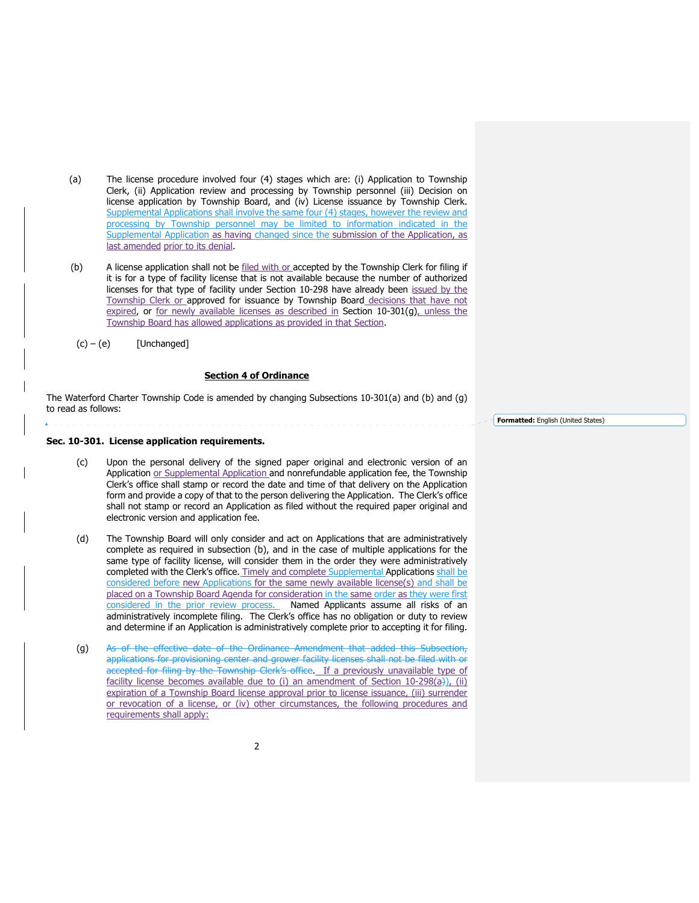(a) The license procedure involved four (4) stages which are: (i) Application to Township Clerk, (ii) Application review and processing by Township personnel (iii) Decision on license application by Township Board, and (iv) License issuance by Township Clerk. Supplemental Applications shall involve the same four (4) stages, however the review and processing by Township personnel may be limited to information indicated in the Supplemental Application as having changed since the submission of the Application, as last amended prior to its denial.

(b) A license application shall not be filed with or accepted by the Township Clerk for filing if it is for a type of facility license that is not available because the number of authorized licenses for that type of facility under Section 10-298 have already been issued by the Township Clerk or approved for issuance by Township Board decisions that have not expired, or for newly available licenses as described in Section 10-301(g), unless the Township Board has allowed applications as provided in that Section.

(c) – (e) [Unchanged]

**Section 4 of Ordinance**

The Waterford Charter Township Code is amended by changing Subsections 10-301(a) and (b) and (g) to read as follows:

Formatted: English (United States)

**Sec. 10-301. License application requirements.**

(c) Upon the personal delivery of the signed paper original and electronic version of an Application or Supplemental Application and nonrefundable application fee, the Township Clerk's office shall stamp or record the date and time of that delivery on the Application form and provide a copy of that to the person delivering the Application. The Clerk's office shall not stamp or record an Application as filed without the required paper original and electronic version and application fee.

(d) The Township Board will only consider and act on Applications that are administratively complete as required in subsection (b), and in the case of multiple applications for the same type of facility license, will consider them in the order they were administratively completed with the Clerk's office. Timely and complete Supplemental Applications shall be considered before new Applications for the same newly available license(s) and shall be placed on a Township Board Agenda for consideration in the same order as they were first considered in the prior review process. Named Applicants assume all risks of an administratively incomplete filing. The Clerk's office has no obligation or duty to review and determine if an Application is administratively complete prior to accepting it for filing.

(g) ~~As of the effective date of the Ordinance Amendment that added this Subsection, applications for provisioning center and grower facility licenses shall not be filed with or accepted for filing by the Township Clerk's office~~. If a previously unavailable type of facility license becomes available due to (i) an amendment of Section 10-298(a)), (ii) expiration of a Township Board license approval prior to license issuance, (iii) surrender or revocation of a license, or (iv) other circumstances, the following procedures and requirements shall apply: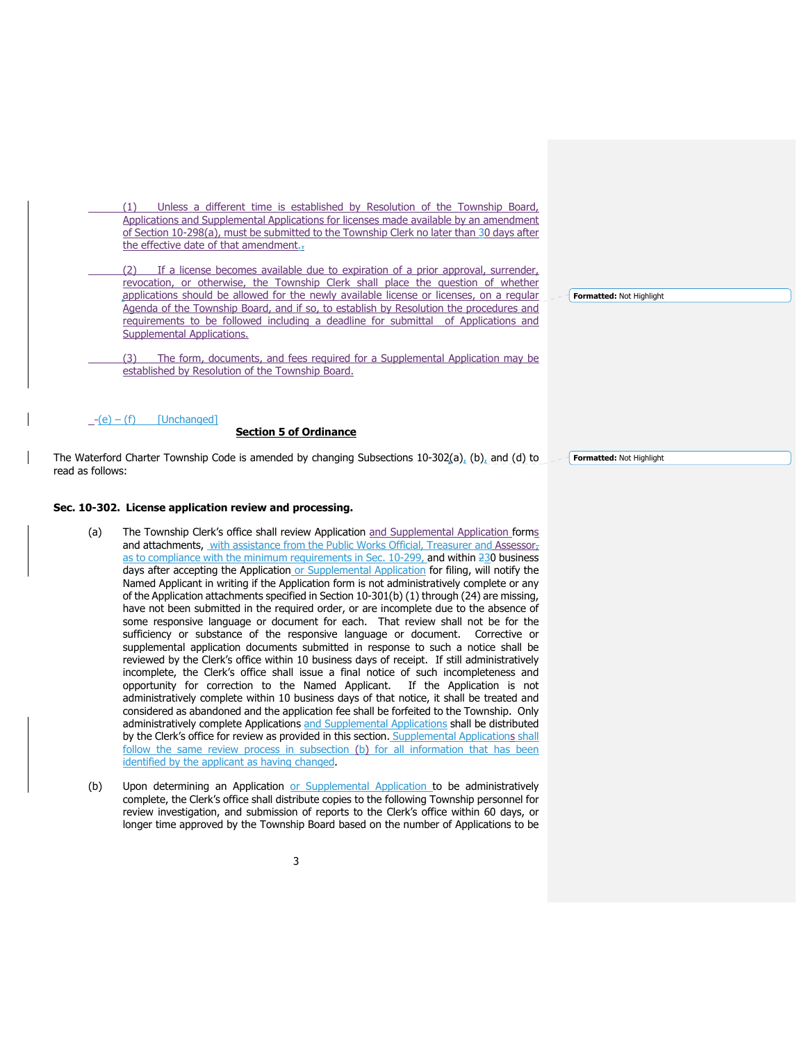(1) Unless a different time is established by Resolution of the Township Board, Applications and Supplemental Applications for licenses made available by an amendment of Section 10-298(a), must be submitted to the Township Clerk no later than 30 days after the effective date of that amendment.

(2) If a license becomes available due to expiration of a prior approval, surrender, revocation, or otherwise, the Township Clerk shall place the question of whether applications should be allowed for the newly available license or licenses, on a regular Agenda of the Township Board, and if so, to establish by Resolution the procedures and requirements to be followed including a deadline for submittal of Applications and Supplemental Applications.

(3) The form, documents, and fees required for a Supplemental Application may be established by Resolution of the Township Board.

(e) – (f) [Unchanged]

**Section 5 of Ordinance**

The Waterford Charter Township Code is amended by changing Subsections 10-302(a), (b), and (d) to read as follows:

**Sec. 10-302. License application review and processing.**

(a) The Township Clerk's office shall review Application and Supplemental Application forms and attachments, with assistance from the Public Works Official, Treasurer and Assessor, as to compliance with the minimum requirements in Sec. 10-299, and within 30 business days after accepting the Application or Supplemental Application for filing, will notify the Named Applicant in writing if the Application form is not administratively complete or any of the Application attachments specified in Section 10-301(b) (1) through (24) are missing, have not been submitted in the required order, or are incomplete due to the absence of some responsive language or document for each. That review shall not be for the sufficiency or substance of the responsive language or document. Corrective or supplemental application documents submitted in response to such a notice shall be reviewed by the Clerk's office within 10 business days of receipt. If still administratively incomplete, the Clerk's office shall issue a final notice of such incompleteness and opportunity for correction to the Named Applicant. If the Application is not administratively complete within 10 business days of that notice, it shall be treated and considered as abandoned and the application fee shall be forfeited to the Township. Only administratively complete Applications and Supplemental Applications shall be distributed by the Clerk's office for review as provided in this section. Supplemental Applications shall follow the same review process in subsection (b) for all information that has been identified by the applicant as having changed.

(b) Upon determining an Application or Supplemental Application to be administratively complete, the Clerk's office shall distribute copies to the following Township personnel for review investigation, and submission of reports to the Clerk's office within 60 days, or longer time approved by the Township Board based on the number of Applications to be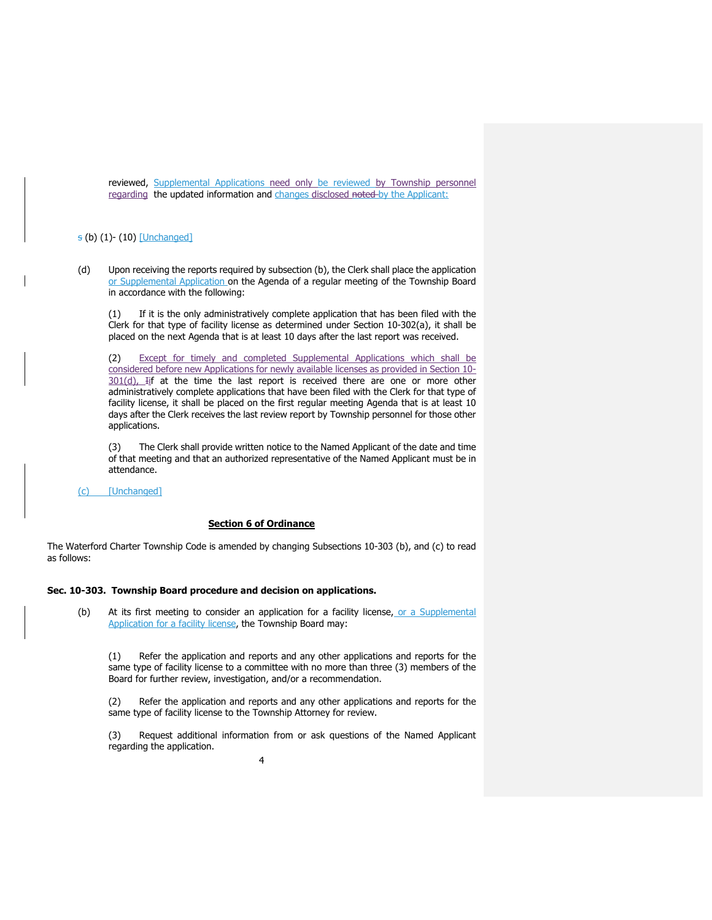reviewed, Supplemental Applications need only be reviewed by Township personnel regarding the updated information and changes disclosed ~~noted~~ by the Applicant:

~~s~~ (b) (1)- (10) [Unchanged]

(d) Upon receiving the reports required by subsection (b), the Clerk shall place the application or Supplemental Application on the Agenda of a regular meeting of the Township Board in accordance with the following:

(1) If it is the only administratively complete application that has been filed with the Clerk for that type of facility license as determined under Section 10-302(a), it shall be placed on the next Agenda that is at least 10 days after the last report was received.

(2) Except for timely and completed Supplemental Applications which shall be considered before new Applications for newly available licenses as provided in Section 10-301(d), ~~I~~if at the time the last report is received there are one or more other administratively complete applications that have been filed with the Clerk for that type of facility license, it shall be placed on the first regular meeting Agenda that is at least 10 days after the Clerk receives the last review report by Township personnel for those other applications.

(3) The Clerk shall provide written notice to the Named Applicant of the date and time of that meeting and that an authorized representative of the Named Applicant must be in attendance.

(c) [Unchanged]

## Section 6 of Ordinance

The Waterford Charter Township Code is amended by changing Subsections 10-303 (b), and (c) to read as follows:

### Sec. 10-303. Township Board procedure and decision on applications.

(b) At its first meeting to consider an application for a facility license, or a Supplemental Application for a facility license, the Township Board may:

(1) Refer the application and reports and any other applications and reports for the same type of facility license to a committee with no more than three (3) members of the Board for further review, investigation, and/or a recommendation.

(2) Refer the application and reports and any other applications and reports for the same type of facility license to the Township Attorney for review.

(3) Request additional information from or ask questions of the Named Applicant regarding the application.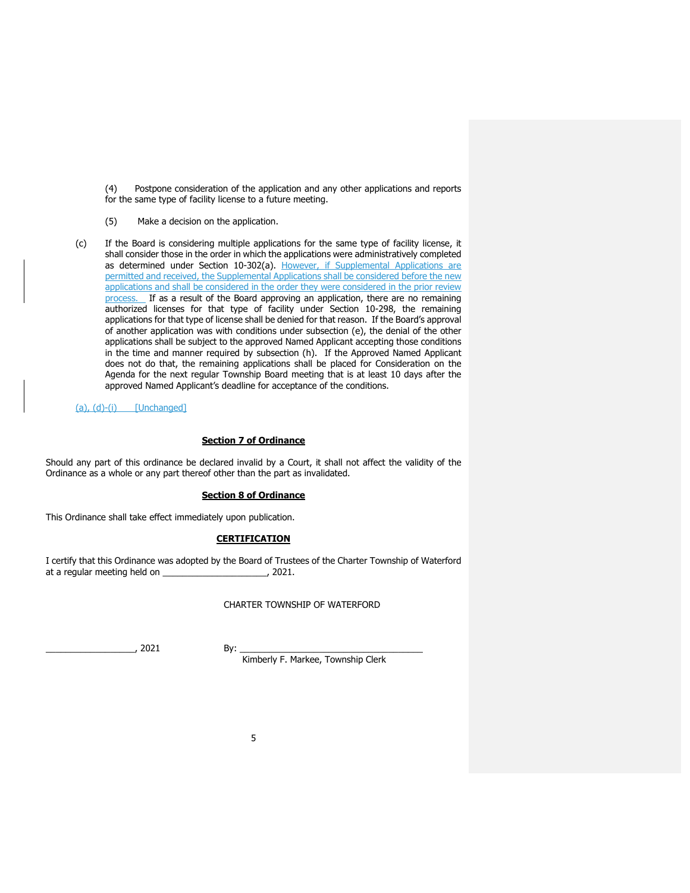(4) Postpone consideration of the application and any other applications and reports for the same type of facility license to a future meeting.

(5) Make a decision on the application.

(c) If the Board is considering multiple applications for the same type of facility license, it shall consider those in the order in which the applications were administratively completed as determined under Section 10-302(a). However, if Supplemental Applications are permitted and received, the Supplemental Applications shall be considered before the new applications and shall be considered in the order they were considered in the prior review process. If as a result of the Board approving an application, there are no remaining authorized licenses for that type of facility under Section 10-298, the remaining applications for that type of license shall be denied for that reason. If the Board's approval of another application was with conditions under subsection (e), the denial of the other applications shall be subject to the approved Named Applicant accepting those conditions in the time and manner required by subsection (h). If the Approved Named Applicant does not do that, the remaining applications shall be placed for Consideration on the Agenda for the next regular Township Board meeting that is at least 10 days after the approved Named Applicant's deadline for acceptance of the conditions.

(a), (d)-(i) [Unchanged]

**Section 7 of Ordinance**

Should any part of this ordinance be declared invalid by a Court, it shall not affect the validity of the Ordinance as a whole or any part thereof other than the part as invalidated.

**Section 8 of Ordinance**

This Ordinance shall take effect immediately upon publication.

**CERTIFICATION**

I certify that this Ordinance was adopted by the Board of Trustees of the Charter Township of Waterford at a regular meeting held on ____________________, 2021.

CHARTER TOWNSHIP OF WATERFORD

__________________, 2021

By: ____________________________________
Kimberly F. Markee, Township Clerk